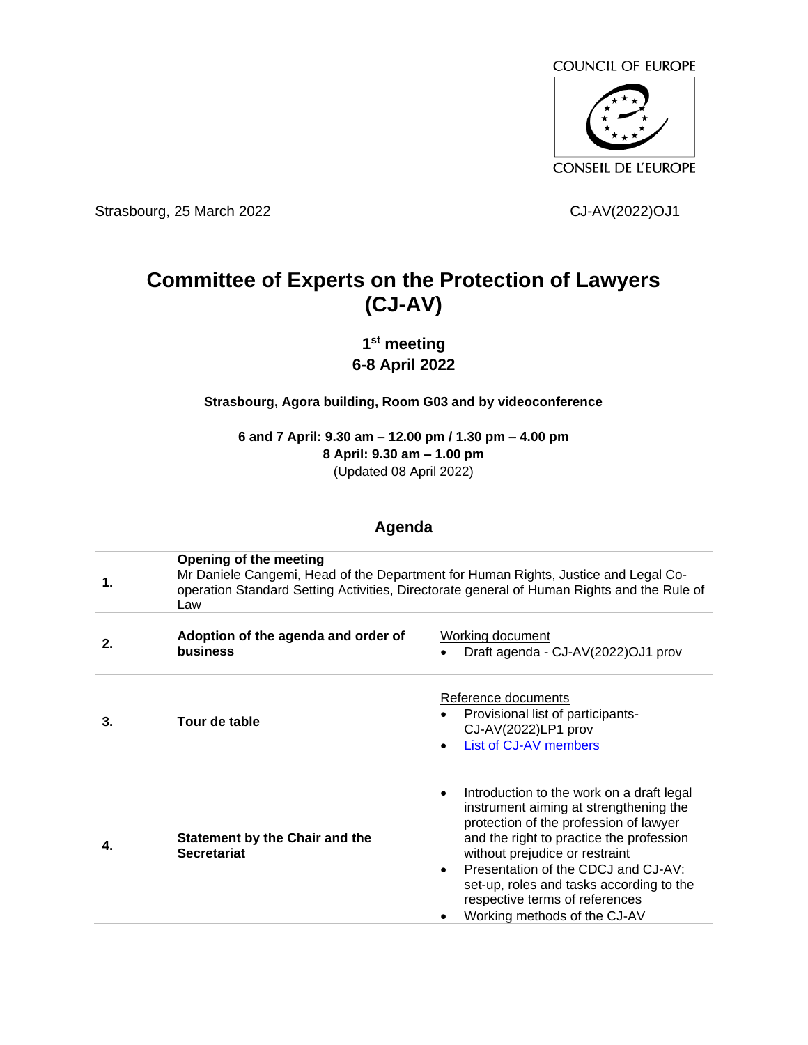COUNCIL OF EUROPE

CONSEIL DE L'EUROPE

Strasbourg, 25 March 2022 CJ-AV(2022)OJ1

# Committee of Experts on the Protection of Lawyers (CJ-AV)

## 1st meeting
## 6-8 April 2022

**Strasbourg, Agora building, Room G03 and by videoconference**

**6 and 7 April: 9.30 am – 12.00 pm / 1.30 pm – 4.00 pm**
**8 April: 9.30 am – 1.00 pm**
(Updated 08 April 2022)

## Agenda

| | | |
|---|---|---|
| **1.** | **Opening of the meeting** Mr Daniele Cangemi, Head of the Department for Human Rights, Justice and Legal Co-operation Standard Setting Activities, Directorate general of Human Rights and the Rule of Law | |
| **2.** | **Adoption of the agenda and order of business** | Working document<br>• Draft agenda - CJ-AV(2022)OJ1 prov |
| **3.** | **Tour de table** | Reference documents<br>• Provisional list of participants- CJ-AV(2022)LP1 prov<br>• List of CJ-AV members |
| **4.** | **Statement by the Chair and the Secretariat** | • Introduction to the work on a draft legal instrument aiming at strengthening the protection of the profession of lawyer and the right to practice the profession without prejudice or restraint<br>• Presentation of the CDCJ and CJ-AV: set-up, roles and tasks according to the respective terms of references<br>• Working methods of the CJ-AV |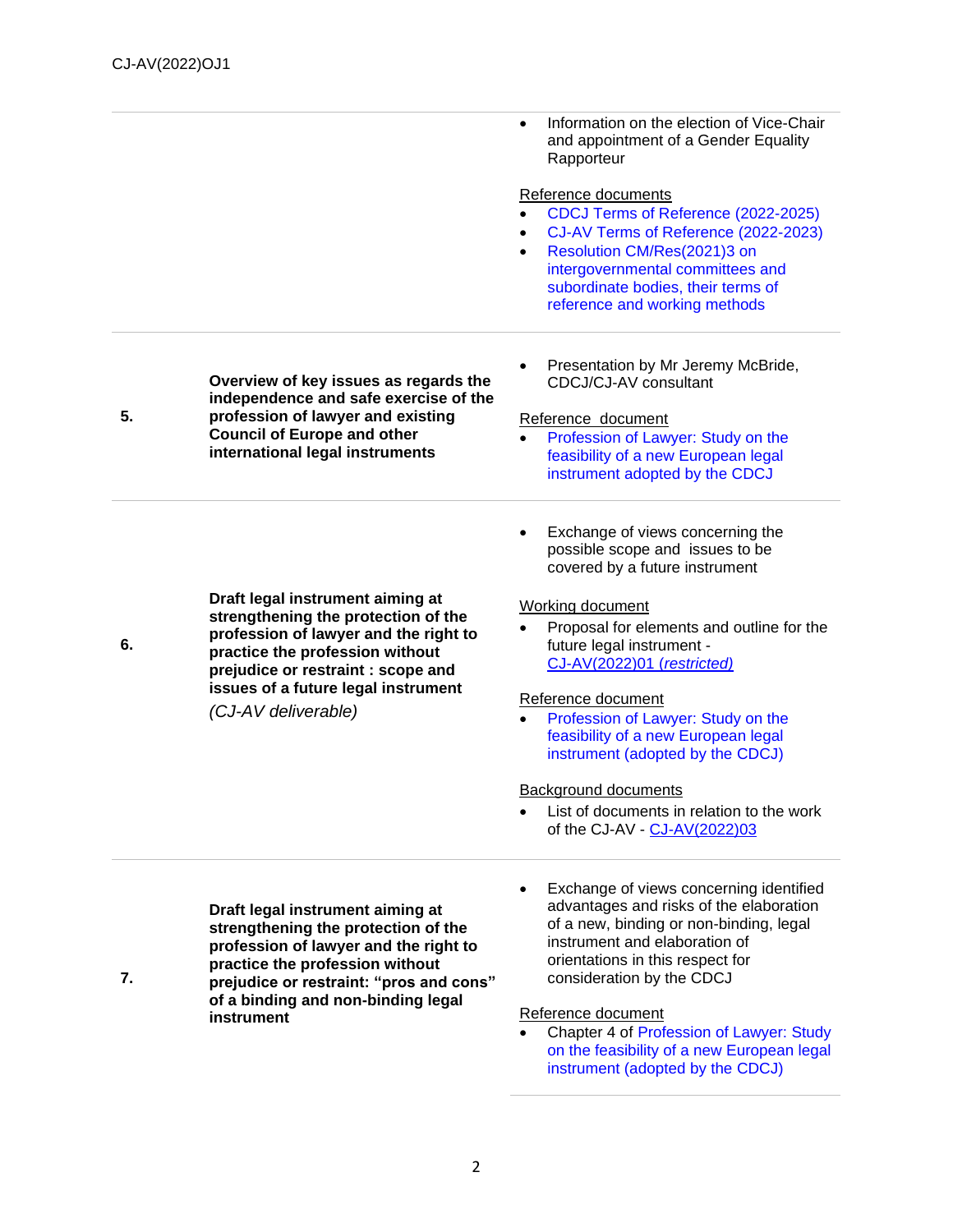| | | |
|---|---|---|
| | | • Information on the election of Vice-Chair and appointment of a Gender Equality Rapporteur<br><br><u>Reference documents</u><br>• CDCJ Terms of Reference (2022-2025)<br>• CJ-AV Terms of Reference (2022-2023)<br>• Resolution CM/Res(2021)3 on intergovernmental committees and subordinate bodies, their terms of reference and working methods |
| **5.** | **Overview of key issues as regards the independence and safe exercise of the profession of lawyer and existing Council of Europe and other international legal instruments** | • Presentation by Mr Jeremy McBride, CDCJ/CJ-AV consultant<br><br><u>Reference document</u><br>• Profession of Lawyer: Study on the feasibility of a new European legal instrument adopted by the CDCJ |
| **6.** | **Draft legal instrument aiming at strengthening the protection of the profession of lawyer and the right to practice the profession without prejudice or restraint : scope and issues of a future legal instrument**<br>*(CJ-AV deliverable)* | • Exchange of views concerning the possible scope and issues to be covered by a future instrument<br><br><u>Working document</u><br>• Proposal for elements and outline for the future legal instrument - CJ-AV(2022)01 *(restricted)*<br><br><u>Reference document</u><br>• Profession of Lawyer: Study on the feasibility of a new European legal instrument (adopted by the CDCJ)<br><br><u>Background documents</u><br>• List of documents in relation to the work of the CJ-AV - CJ-AV(2022)03 |
| **7.** | **Draft legal instrument aiming at strengthening the protection of the profession of lawyer and the right to practice the profession without prejudice or restraint: "pros and cons" of a binding and non-binding legal instrument** | • Exchange of views concerning identified advantages and risks of the elaboration of a new, binding or non-binding, legal instrument and elaboration of orientations in this respect for consideration by the CDCJ<br><br><u>Reference document</u><br>• Chapter 4 of Profession of Lawyer: Study on the feasibility of a new European legal instrument (adopted by the CDCJ) |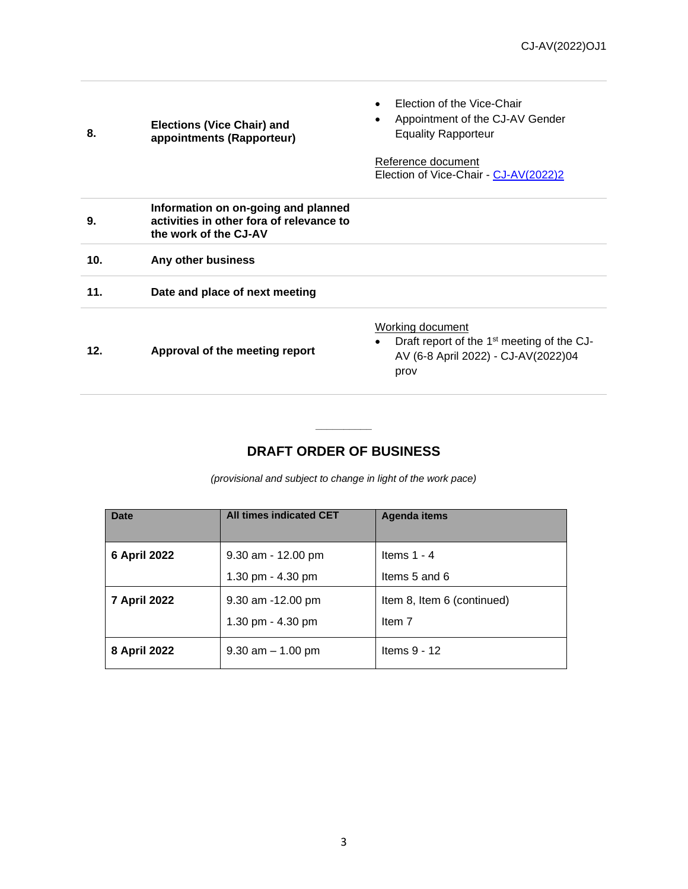| | | |
|---|---|---|
| 8. | **Elections (Vice Chair) and appointments (Rapporteur)** | • Election of the Vice-Chair<br>• Appointment of the CJ-AV Gender Equality Rapporteur<br><br>Reference document<br>Election of Vice-Chair - CJ-AV(2022)2 |
| 9. | **Information on on-going and planned activities in other fora of relevance to the work of the CJ-AV** | |
| 10. | **Any other business** | |
| 11. | **Date and place of next meeting** | |
| 12. | **Approval of the meeting report** | Working document<br>• Draft report of the 1st meeting of the CJ-AV (6-8 April 2022) - CJ-AV(2022)04 prov |

---

## DRAFT ORDER OF BUSINESS

*(provisional and subject to change in light of the work pace)*

| Date | All times indicated CET | Agenda items |
|---|---|---|
| **6 April 2022** | 9.30 am - 12.00 pm | Items 1 - 4 |
| | 1.30 pm - 4.30 pm | Items 5 and 6 |
| **7 April 2022** | 9.30 am -12.00 pm | Item 8, Item 6 (continued) |
| | 1.30 pm - 4.30 pm | Item 7 |
| **8 April 2022** | 9.30 am – 1.00 pm | Items 9 - 12 |